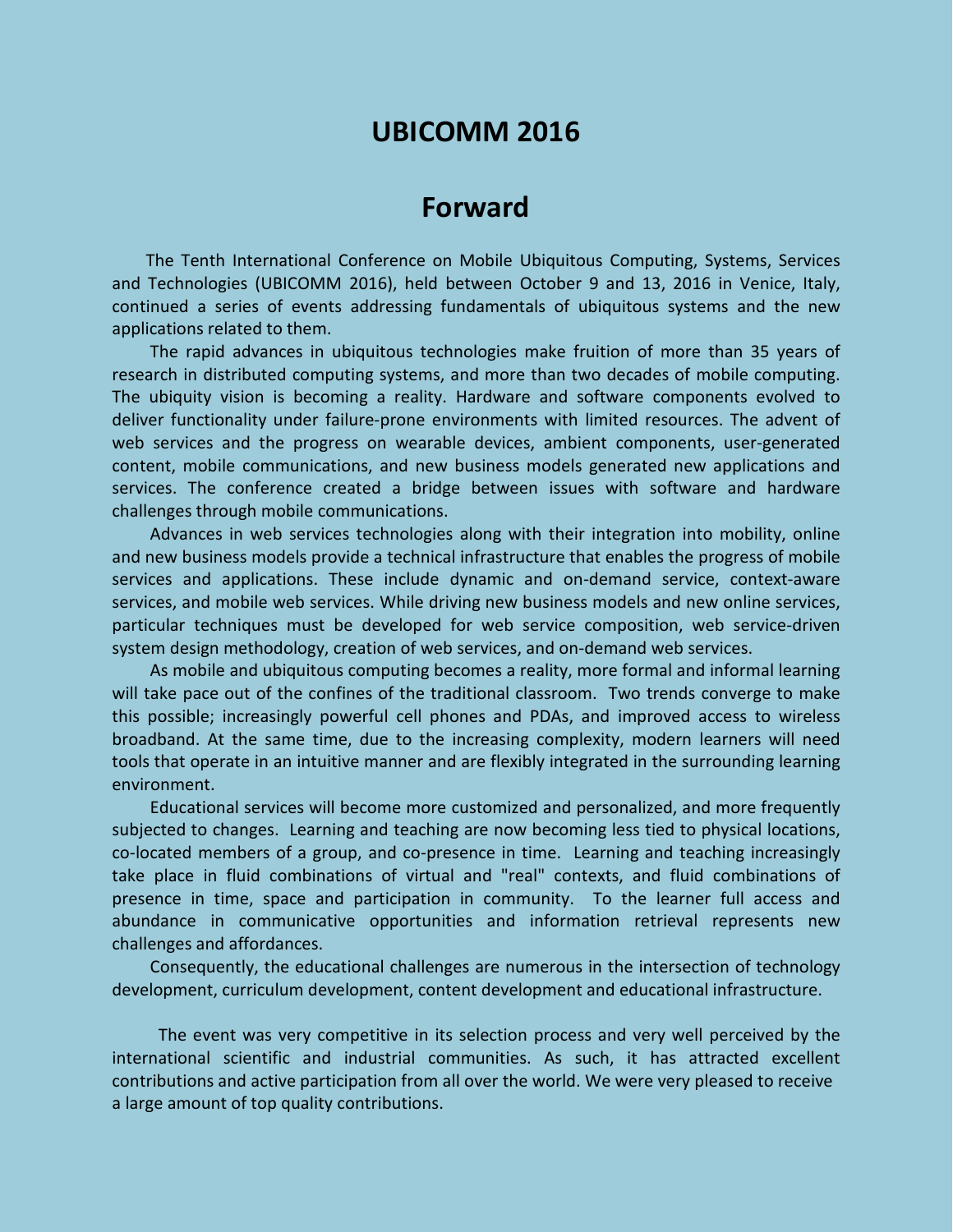# UBICOMM 2016

## Forward

The Tenth International Conference on Mobile Ubiquitous Computing, Systems, Services and Technologies (UBICOMM 2016), held between October 9 and 13, 2016 in Venice, Italy, continued a series of events addressing fundamentals of ubiquitous systems and the new applications related to them.

The rapid advances in ubiquitous technologies make fruition of more than 35 years of research in distributed computing systems, and more than two decades of mobile computing. The ubiquity vision is becoming a reality. Hardware and software components evolved to deliver functionality under failure-prone environments with limited resources. The advent of web services and the progress on wearable devices, ambient components, user-generated content, mobile communications, and new business models generated new applications and services. The conference created a bridge between issues with software and hardware challenges through mobile communications.

Advances in web services technologies along with their integration into mobility, online and new business models provide a technical infrastructure that enables the progress of mobile services and applications. These include dynamic and on-demand service, context-aware services, and mobile web services. While driving new business models and new online services, particular techniques must be developed for web service composition, web service-driven system design methodology, creation of web services, and on-demand web services.

As mobile and ubiquitous computing becomes a reality, more formal and informal learning will take pace out of the confines of the traditional classroom. Two trends converge to make this possible; increasingly powerful cell phones and PDAs, and improved access to wireless broadband. At the same time, due to the increasing complexity, modern learners will need tools that operate in an intuitive manner and are flexibly integrated in the surrounding learning environment.

Educational services will become more customized and personalized, and more frequently subjected to changes. Learning and teaching are now becoming less tied to physical locations, co-located members of a group, and co-presence in time. Learning and teaching increasingly take place in fluid combinations of virtual and "real" contexts, and fluid combinations of presence in time, space and participation in community. To the learner full access and abundance in communicative opportunities and information retrieval represents new challenges and affordances.

Consequently, the educational challenges are numerous in the intersection of technology development, curriculum development, content development and educational infrastructure.

The event was very competitive in its selection process and very well perceived by the international scientific and industrial communities. As such, it has attracted excellent contributions and active participation from all over the world. We were very pleased to receive a large amount of top quality contributions.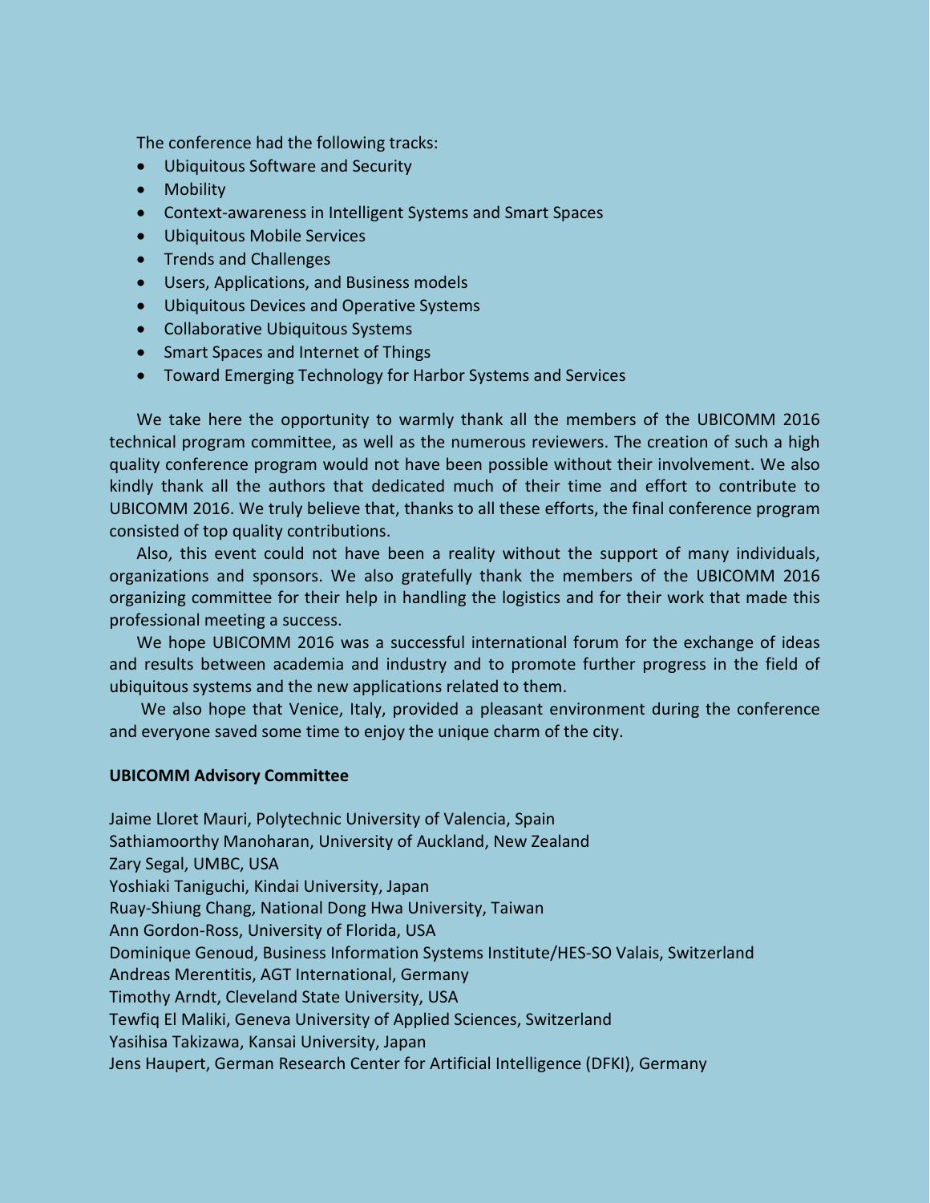The conference had the following tracks:

- Ubiquitous Software and Security
- Mobility
- Context-awareness in Intelligent Systems and Smart Spaces
- Ubiquitous Mobile Services
- Trends and Challenges
- Users, Applications, and Business models
- Ubiquitous Devices and Operative Systems
- Collaborative Ubiquitous Systems
- Smart Spaces and Internet of Things
- Toward Emerging Technology for Harbor Systems and Services

We take here the opportunity to warmly thank all the members of the UBICOMM 2016 technical program committee, as well as the numerous reviewers. The creation of such a high quality conference program would not have been possible without their involvement. We also kindly thank all the authors that dedicated much of their time and effort to contribute to UBICOMM 2016. We truly believe that, thanks to all these efforts, the final conference program consisted of top quality contributions.

Also, this event could not have been a reality without the support of many individuals, organizations and sponsors. We also gratefully thank the members of the UBICOMM 2016 organizing committee for their help in handling the logistics and for their work that made this professional meeting a success.

We hope UBICOMM 2016 was a successful international forum for the exchange of ideas and results between academia and industry and to promote further progress in the field of ubiquitous systems and the new applications related to them.

We also hope that Venice, Italy, provided a pleasant environment during the conference and everyone saved some time to enjoy the unique charm of the city.

**UBICOMM Advisory Committee**

Jaime Lloret Mauri, Polytechnic University of Valencia, Spain
Sathiamoorthy Manoharan, University of Auckland, New Zealand
Zary Segal, UMBC, USA
Yoshiaki Taniguchi, Kindai University, Japan
Ruay-Shiung Chang, National Dong Hwa University, Taiwan
Ann Gordon-Ross, University of Florida, USA
Dominique Genoud, Business Information Systems Institute/HES-SO Valais, Switzerland
Andreas Merentitis, AGT International, Germany
Timothy Arndt, Cleveland State University, USA
Tewfiq El Maliki, Geneva University of Applied Sciences, Switzerland
Yasihisa Takizawa, Kansai University, Japan
Jens Haupert, German Research Center for Artificial Intelligence (DFKI), Germany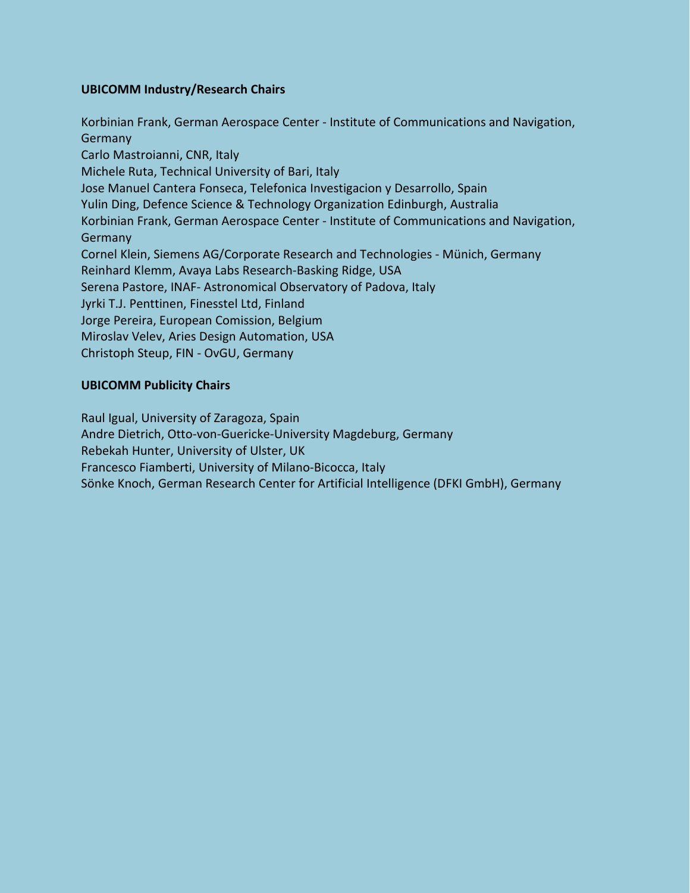**UBICOMM Industry/Research Chairs**

Korbinian Frank, German Aerospace Center - Institute of Communications and Navigation, Germany
Carlo Mastroianni, CNR, Italy
Michele Ruta, Technical University of Bari, Italy
Jose Manuel Cantera Fonseca, Telefonica Investigacion y Desarrollo, Spain
Yulin Ding, Defence Science & Technology Organization Edinburgh, Australia
Korbinian Frank, German Aerospace Center - Institute of Communications and Navigation, Germany
Cornel Klein, Siemens AG/Corporate Research and Technologies - Münich, Germany
Reinhard Klemm, Avaya Labs Research-Basking Ridge, USA
Serena Pastore, INAF- Astronomical Observatory of Padova, Italy
Jyrki T.J. Penttinen, Finesstel Ltd, Finland
Jorge Pereira, European Comission, Belgium
Miroslav Velev, Aries Design Automation, USA
Christoph Steup, FIN - OvGU, Germany

**UBICOMM Publicity Chairs**

Raul Igual, University of Zaragoza, Spain
Andre Dietrich, Otto-von-Guericke-University Magdeburg, Germany
Rebekah Hunter, University of Ulster, UK
Francesco Fiamberti, University of Milano-Bicocca, Italy
Sönke Knoch, German Research Center for Artificial Intelligence (DFKI GmbH), Germany